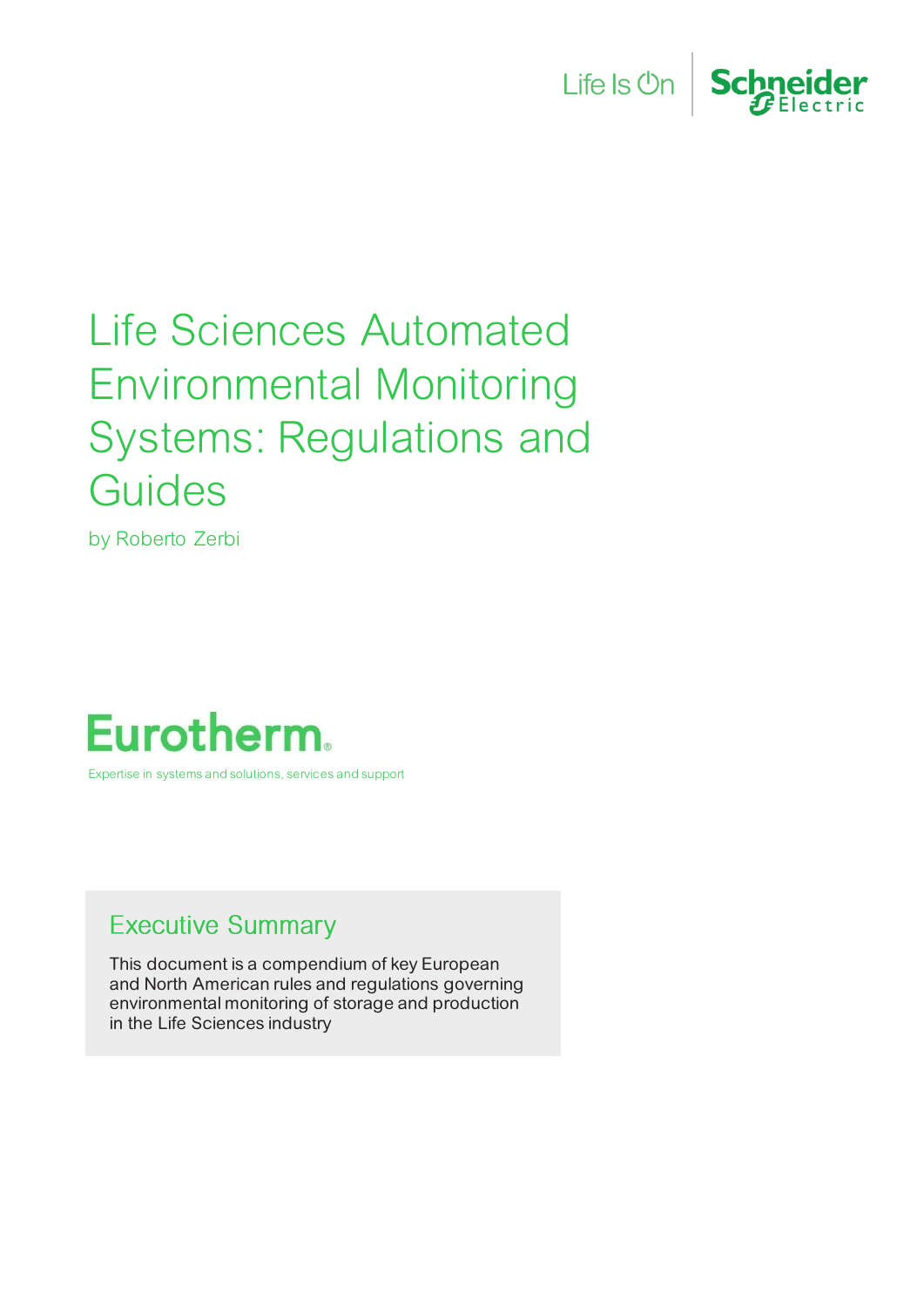Life Is On | Schneider Electric

# Life Sciences Automated Environmental Monitoring Systems: Regulations and Guides

by Roberto Zerbi

Eurotherm

Expertise in systems and solutions, services and support

## Executive Summary

This document is a compendium of key European and North American rules and regulations governing environmental monitoring of storage and production in the Life Sciences industry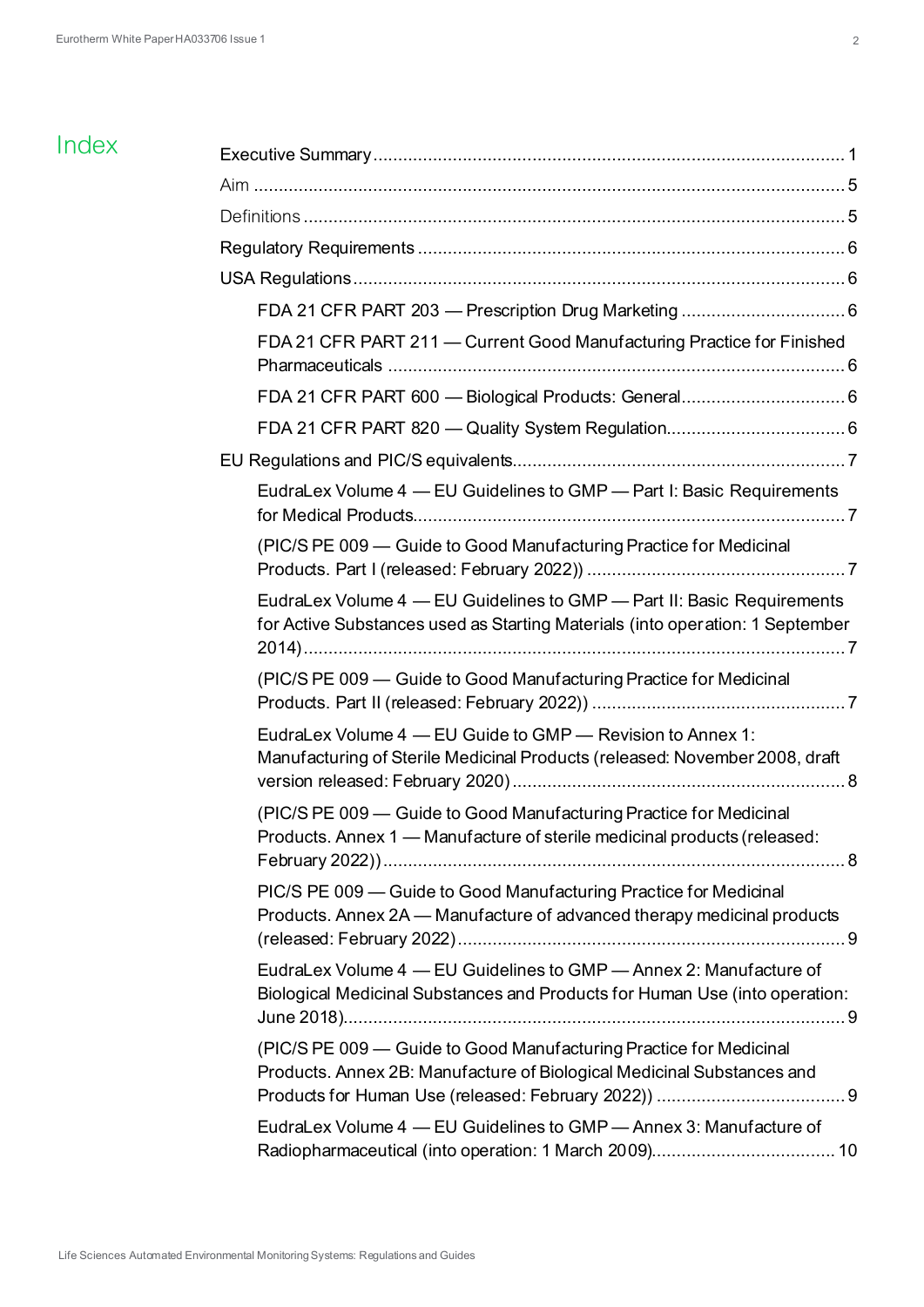# Index

- Executive Summary .......... 1
- Aim .......... 5
- Definitions .......... 5
- Regulatory Requirements .......... 6
- USA Regulations .......... 6
  - FDA 21 CFR PART 203 — Prescription Drug Marketing .......... 6
  - FDA 21 CFR PART 211 — Current Good Manufacturing Practice for Finished Pharmaceuticals .......... 6
  - FDA 21 CFR PART 600 — Biological Products: General .......... 6
  - FDA 21 CFR PART 820 — Quality System Regulation .......... 6
- EU Regulations and PIC/S equivalents .......... 7
  - EudraLex Volume 4 — EU Guidelines to GMP — Part I: Basic Requirements for Medical Products .......... 7
  - (PIC/S PE 009 — Guide to Good Manufacturing Practice for Medicinal Products. Part I (released: February 2022)) .......... 7
  - EudraLex Volume 4 — EU Guidelines to GMP — Part II: Basic Requirements for Active Substances used as Starting Materials (into operation: 1 September 2014) .......... 7
  - (PIC/S PE 009 — Guide to Good Manufacturing Practice for Medicinal Products. Part II (released: February 2022)) .......... 7
  - EudraLex Volume 4 — EU Guide to GMP — Revision to Annex 1: Manufacturing of Sterile Medicinal Products (released: November 2008, draft version released: February 2020) .......... 8
  - (PIC/S PE 009 — Guide to Good Manufacturing Practice for Medicinal Products. Annex 1 — Manufacture of sterile medicinal products (released: February 2022)) .......... 8
  - PIC/S PE 009 — Guide to Good Manufacturing Practice for Medicinal Products. Annex 2A — Manufacture of advanced therapy medicinal products (released: February 2022) .......... 9
  - EudraLex Volume 4 — EU Guidelines to GMP — Annex 2: Manufacture of Biological Medicinal Substances and Products for Human Use (into operation: June 2018) .......... 9
  - (PIC/S PE 009 — Guide to Good Manufacturing Practice for Medicinal Products. Annex 2B: Manufacture of Biological Medicinal Substances and Products for Human Use (released: February 2022)) .......... 9
  - EudraLex Volume 4 — EU Guidelines to GMP — Annex 3: Manufacture of Radiopharmaceutical (into operation: 1 March 2009) .......... 10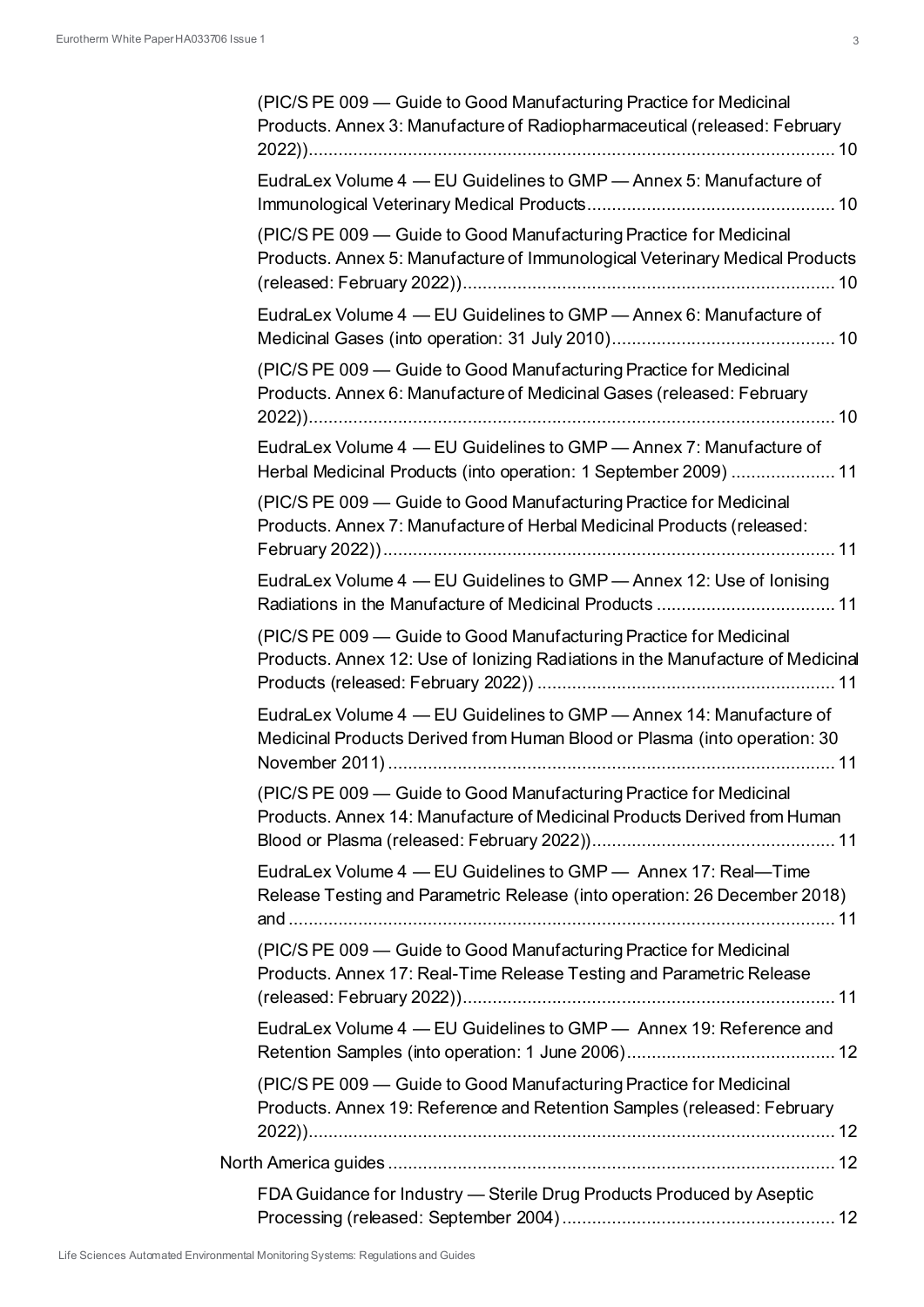(PIC/S PE 009 — Guide to Good Manufacturing Practice for Medicinal Products. Annex 3: Manufacture of Radiopharmaceutical (released: February 2022)) ........................................................................................................... 10

EudraLex Volume 4 — EU Guidelines to GMP — Annex 5: Manufacture of Immunological Veterinary Medical Products ................................................. 10

(PIC/S PE 009 — Guide to Good Manufacturing Practice for Medicinal Products. Annex 5: Manufacture of Immunological Veterinary Medical Products (released: February 2022)) ........................................................................... 10

EudraLex Volume 4 — EU Guidelines to GMP — Annex 6: Manufacture of Medicinal Gases (into operation: 31 July 2010) ............................................ 10

(PIC/S PE 009 — Guide to Good Manufacturing Practice for Medicinal Products. Annex 6: Manufacture of Medicinal Gases (released: February 2022)) ........................................................................................................... 10

EudraLex Volume 4 — EU Guidelines to GMP — Annex 7: Manufacture of Herbal Medicinal Products (into operation: 1 September 2009) ..................... 11

(PIC/S PE 009 — Guide to Good Manufacturing Practice for Medicinal Products. Annex 7: Manufacture of Herbal Medicinal Products (released: February 2022)) ........................................................................................... 11

EudraLex Volume 4 — EU Guidelines to GMP — Annex 12: Use of Ionising Radiations in the Manufacture of Medicinal Products .................................... 11

(PIC/S PE 009 — Guide to Good Manufacturing Practice for Medicinal Products. Annex 12: Use of Ionizing Radiations in the Manufacture of Medicinal Products (released: February 2022)) ............................................................ 11

EudraLex Volume 4 — EU Guidelines to GMP — Annex 14: Manufacture of Medicinal Products Derived from Human Blood or Plasma (into operation: 30 November 2011) .......................................................................................... 11

(PIC/S PE 009 — Guide to Good Manufacturing Practice for Medicinal Products. Annex 14: Manufacture of Medicinal Products Derived from Human Blood or Plasma (released: February 2022)) ................................................. 11

EudraLex Volume 4 — EU Guidelines to GMP — Annex 17: Real—Time Release Testing and Parametric Release (into operation: 26 December 2018) and .............................................................................................................. 11

(PIC/S PE 009 — Guide to Good Manufacturing Practice for Medicinal Products. Annex 17: Real-Time Release Testing and Parametric Release (released: February 2022)) ........................................................................... 11

EudraLex Volume 4 — EU Guidelines to GMP — Annex 19: Reference and Retention Samples (into operation: 1 June 2006) .......................................... 12

(PIC/S PE 009 — Guide to Good Manufacturing Practice for Medicinal Products. Annex 19: Reference and Retention Samples (released: February 2022)) ........................................................................................................... 12

North America guides .......................................................................................... 12

FDA Guidance for Industry — Sterile Drug Products Produced by Aseptic Processing (released: September 2004) ....................................................... 12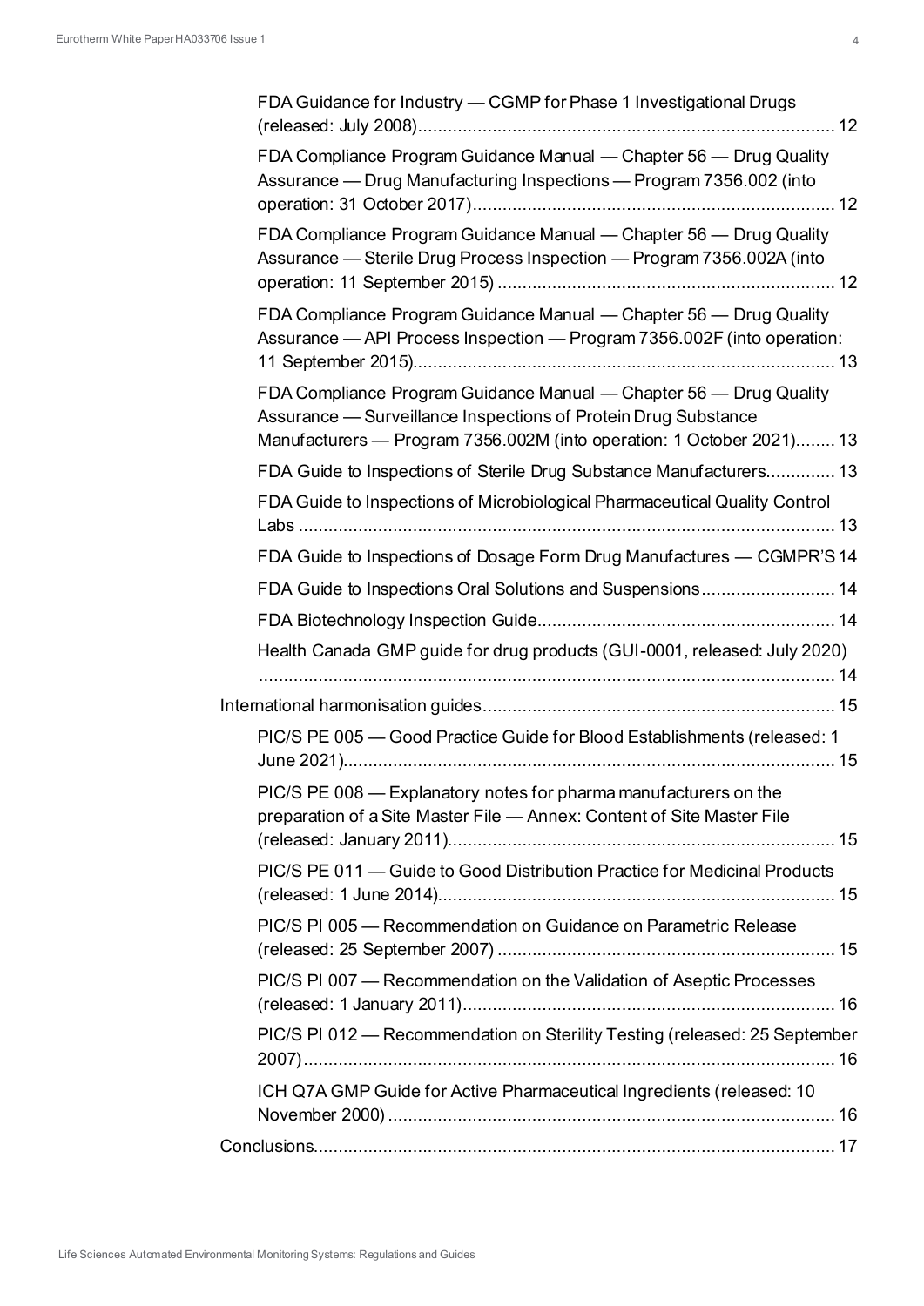- FDA Guidance for Industry — CGMP for Phase 1 Investigational Drugs (released: July 2008) ... 12
- FDA Compliance Program Guidance Manual — Chapter 56 — Drug Quality Assurance — Drug Manufacturing Inspections — Program 7356.002 (into operation: 31 October 2017) ... 12
- FDA Compliance Program Guidance Manual — Chapter 56 — Drug Quality Assurance — Sterile Drug Process Inspection — Program 7356.002A (into operation: 11 September 2015) ... 12
- FDA Compliance Program Guidance Manual — Chapter 56 — Drug Quality Assurance — API Process Inspection — Program 7356.002F (into operation: 11 September 2015) ... 13
- FDA Compliance Program Guidance Manual — Chapter 56 — Drug Quality Assurance — Surveillance Inspections of Protein Drug Substance Manufacturers — Program 7356.002M (into operation: 1 October 2021) ... 13
- FDA Guide to Inspections of Sterile Drug Substance Manufacturers ... 13
- FDA Guide to Inspections of Microbiological Pharmaceutical Quality Control Labs ... 13
- FDA Guide to Inspections of Dosage Form Drug Manufactures — CGMPR'S 14
- FDA Guide to Inspections Oral Solutions and Suspensions ... 14
- FDA Biotechnology Inspection Guide ... 14
- Health Canada GMP guide for drug products (GUI-0001, released: July 2020) ... 14

International harmonisation guides ... 15

- PIC/S PE 005 — Good Practice Guide for Blood Establishments (released: 1 June 2021) ... 15
- PIC/S PE 008 — Explanatory notes for pharma manufacturers on the preparation of a Site Master File — Annex: Content of Site Master File (released: January 2011) ... 15
- PIC/S PE 011 — Guide to Good Distribution Practice for Medicinal Products (released: 1 June 2014) ... 15
- PIC/S PI 005 — Recommendation on Guidance on Parametric Release (released: 25 September 2007) ... 15
- PIC/S PI 007 — Recommendation on the Validation of Aseptic Processes (released: 1 January 2011) ... 16
- PIC/S PI 012 — Recommendation on Sterility Testing (released: 25 September 2007) ... 16
- ICH Q7A GMP Guide for Active Pharmaceutical Ingredients (released: 10 November 2000) ... 16

Conclusions ... 17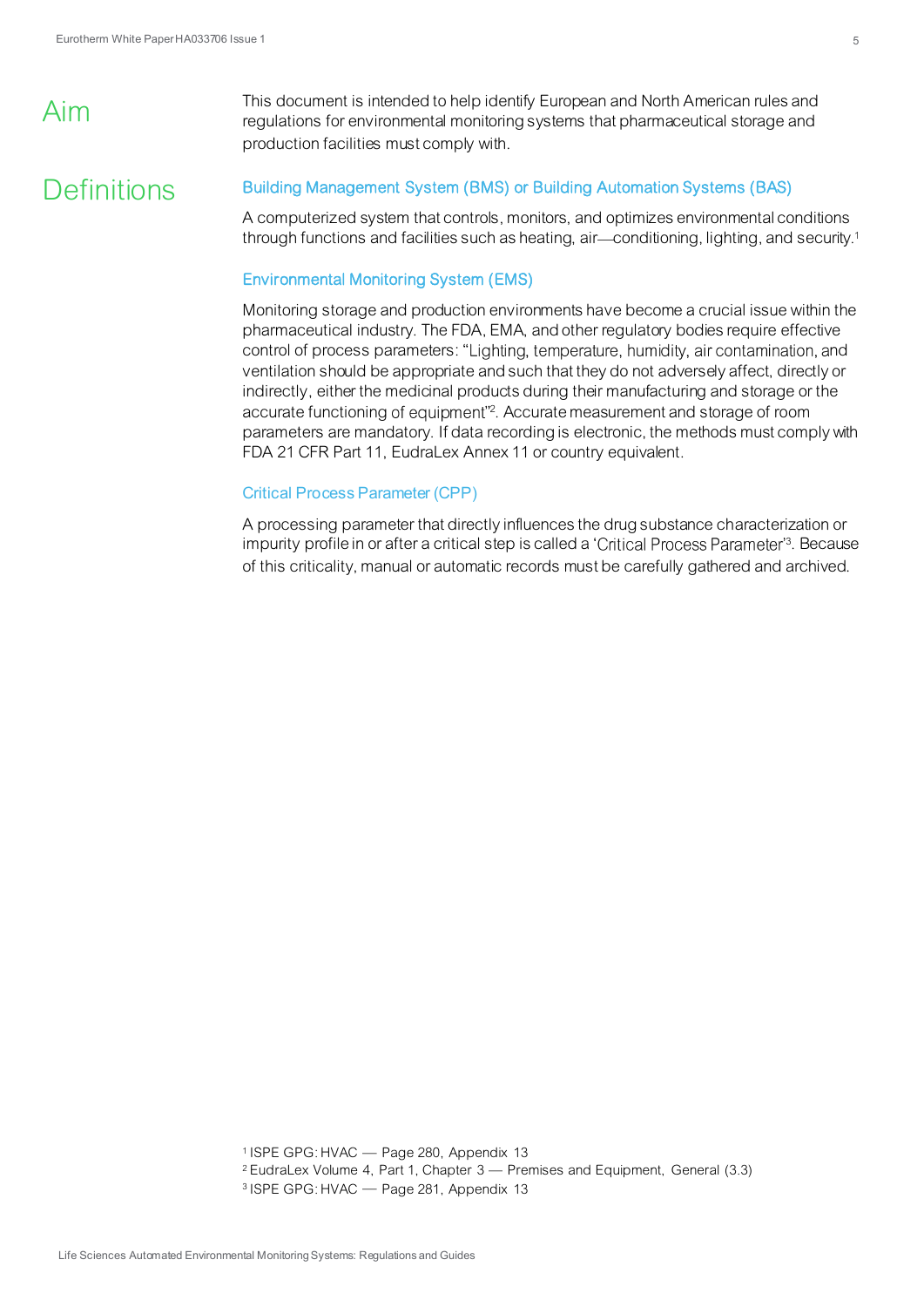## Aim

This document is intended to help identify European and North American rules and regulations for environmental monitoring systems that pharmaceutical storage and production facilities must comply with.

## Definitions

### Building Management System (BMS) or Building Automation Systems (BAS)

A computerized system that controls, monitors, and optimizes environmental conditions through functions and facilities such as heating, air—conditioning, lighting, and security.[1]

### Environmental Monitoring System (EMS)

Monitoring storage and production environments have become a crucial issue within the pharmaceutical industry. The FDA, EMA, and other regulatory bodies require effective control of process parameters: "Lighting, temperature, humidity, air contamination, and ventilation should be appropriate and such that they do not adversely affect, directly or indirectly, either the medicinal products during their manufacturing and storage or the accurate functioning of equipment"[2]. Accurate measurement and storage of room parameters are mandatory. If data recording is electronic, the methods must comply with FDA 21 CFR Part 11, EudraLex Annex 11 or country equivalent.

### Critical Process Parameter (CPP)

A processing parameter that directly influences the drug substance characterization or impurity profile in or after a critical step is called a 'Critical Process Parameter'[3]. Because of this criticality, manual or automatic records must be carefully gathered and archived.

[1] ISPE GPG: HVAC — Page 280, Appendix 13
[2] EudraLex Volume 4, Part 1, Chapter 3 — Premises and Equipment, General (3.3)
[3] ISPE GPG: HVAC — Page 281, Appendix 13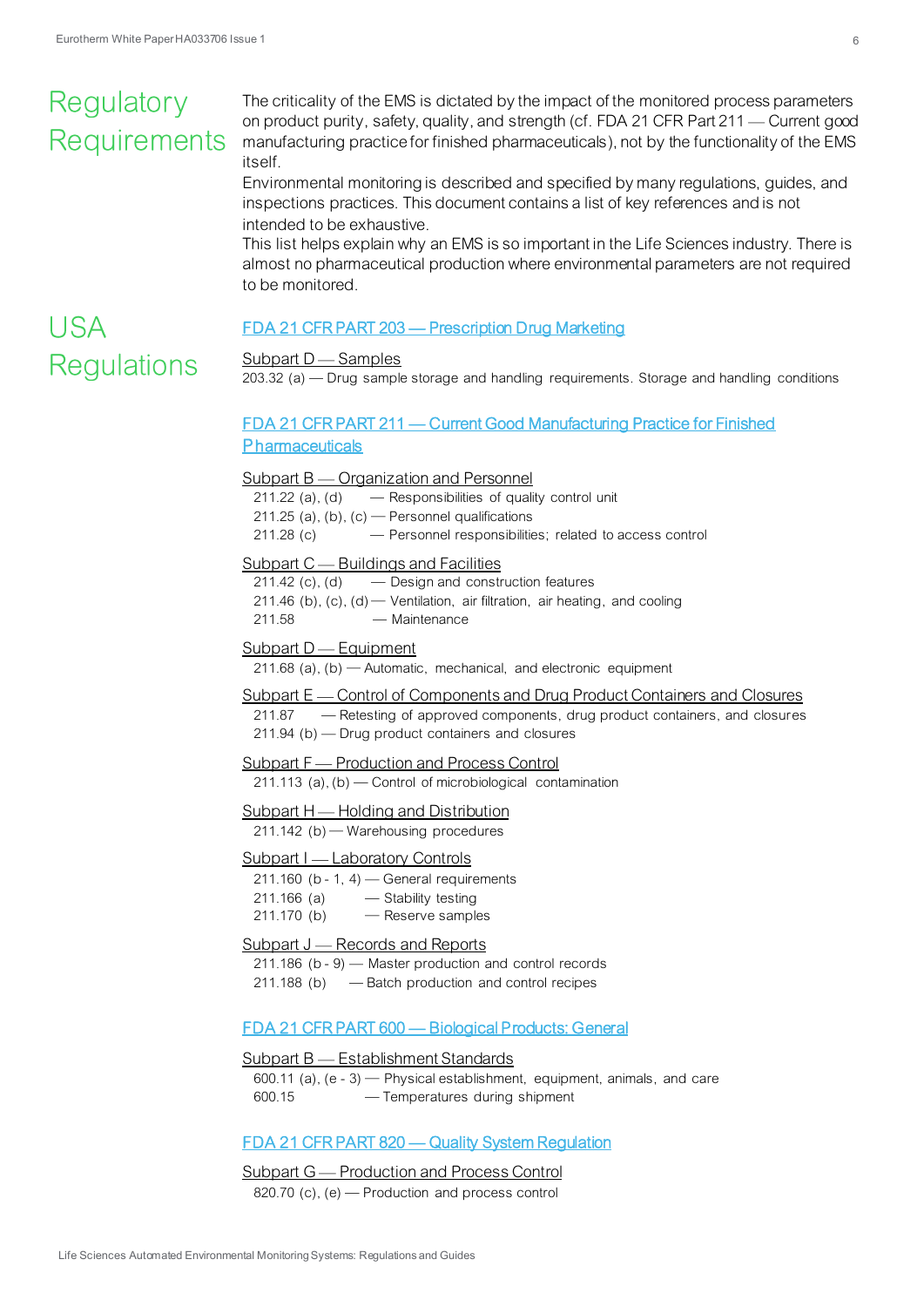# Regulatory Requirements

The criticality of the EMS is dictated by the impact of the monitored process parameters on product purity, safety, quality, and strength (cf. FDA 21 CFR Part 211 — Current good manufacturing practice for finished pharmaceuticals), not by the functionality of the EMS itself.

Environmental monitoring is described and specified by many regulations, guides, and inspections practices. This document contains a list of key references and is not intended to be exhaustive.

This list helps explain why an EMS is so important in the Life Sciences industry. There is almost no pharmaceutical production where environmental parameters are not required to be monitored.

# USA Regulations

## FDA 21 CFR PART 203 — Prescription Drug Marketing

### Subpart D — Samples

203.32 (a) — Drug sample storage and handling requirements. Storage and handling conditions

## FDA 21 CFR PART 211 — Current Good Manufacturing Practice for Finished Pharmaceuticals

### Subpart B — Organization and Personnel

- 211.22 (a), (d) — Responsibilities of quality control unit
- 211.25 (a), (b), (c) — Personnel qualifications
- 211.28 (c) — Personnel responsibilities; related to access control

### Subpart C — Buildings and Facilities

- 211.42 (c), (d) — Design and construction features
- 211.46 (b), (c), (d) — Ventilation, air filtration, air heating, and cooling
- 211.58 — Maintenance

### Subpart D — Equipment

- 211.68 (a), (b) — Automatic, mechanical, and electronic equipment

### Subpart E — Control of Components and Drug Product Containers and Closures

- 211.87 — Retesting of approved components, drug product containers, and closures
- 211.94 (b) — Drug product containers and closures

### Subpart F — Production and Process Control

- 211.113 (a), (b) — Control of microbiological contamination

### Subpart H — Holding and Distribution

- 211.142 (b) — Warehousing procedures

### Subpart I — Laboratory Controls

- 211.160 (b - 1, 4) — General requirements
- 211.166 (a) — Stability testing
- 211.170 (b) — Reserve samples

### Subpart J — Records and Reports

- 211.186 (b - 9) — Master production and control records
- 211.188 (b) — Batch production and control recipes

## FDA 21 CFR PART 600 — Biological Products: General

### Subpart B — Establishment Standards

- 600.11 (a), (e - 3) — Physical establishment, equipment, animals, and care
- 600.15 — Temperatures during shipment

## FDA 21 CFR PART 820 — Quality System Regulation

### Subpart G — Production and Process Control

- 820.70 (c), (e) — Production and process control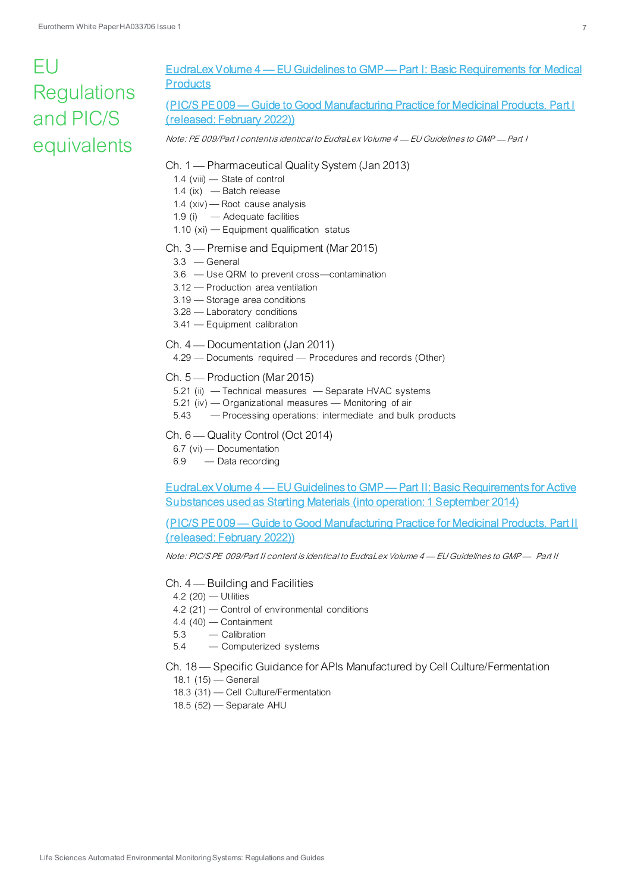# EU Regulations and PIC/S equivalents

EudraLex Volume 4 — EU Guidelines to GMP — Part I: Basic Requirements for Medical Products

(PIC/S PE 009 — Guide to Good Manufacturing Practice for Medicinal Products. Part I (released: February 2022))

*Note: PE 009/Part I content is identical to EudraLex Volume 4 — EU Guidelines to GMP — Part I*

Ch. 1 — Pharmaceutical Quality System (Jan 2013)

- 1.4 (viii) — State of control
- 1.4 (ix) — Batch release
- 1.4 (xiv) — Root cause analysis
- 1.9 (i) — Adequate facilities
- 1.10 (xi) — Equipment qualification status

Ch. 3 — Premise and Equipment (Mar 2015)

- 3.3 — General
- 3.6 — Use QRM to prevent cross—contamination
- 3.12 — Production area ventilation
- 3.19 — Storage area conditions
- 3.28 — Laboratory conditions
- 3.41 — Equipment calibration

Ch. 4 — Documentation (Jan 2011)

- 4.29 — Documents required — Procedures and records (Other)

Ch. 5 — Production (Mar 2015)

- 5.21 (ii) — Technical measures — Separate HVAC systems
- 5.21 (iv) — Organizational measures — Monitoring of air
- 5.43 — Processing operations: intermediate and bulk products

Ch. 6 — Quality Control (Oct 2014)

- 6.7 (vi) — Documentation
- 6.9 — Data recording

EudraLex Volume 4 — EU Guidelines to GMP — Part II: Basic Requirements for Active Substances used as Starting Materials (into operation: 1 September 2014)

(PIC/S PE 009 — Guide to Good Manufacturing Practice for Medicinal Products. Part II (released: February 2022))

*Note: PIC/S PE 009/Part II content is identical to EudraLex Volume 4 — EU Guidelines to GMP — Part II*

Ch. 4 — Building and Facilities

- 4.2 (20) — Utilities
- 4.2 (21) — Control of environmental conditions
- 4.4 (40) — Containment
- 5.3 — Calibration
- 5.4 — Computerized systems

Ch. 18 — Specific Guidance for APIs Manufactured by Cell Culture/Fermentation

- 18.1 (15) — General
- 18.3 (31) — Cell Culture/Fermentation
- 18.5 (52) — Separate AHU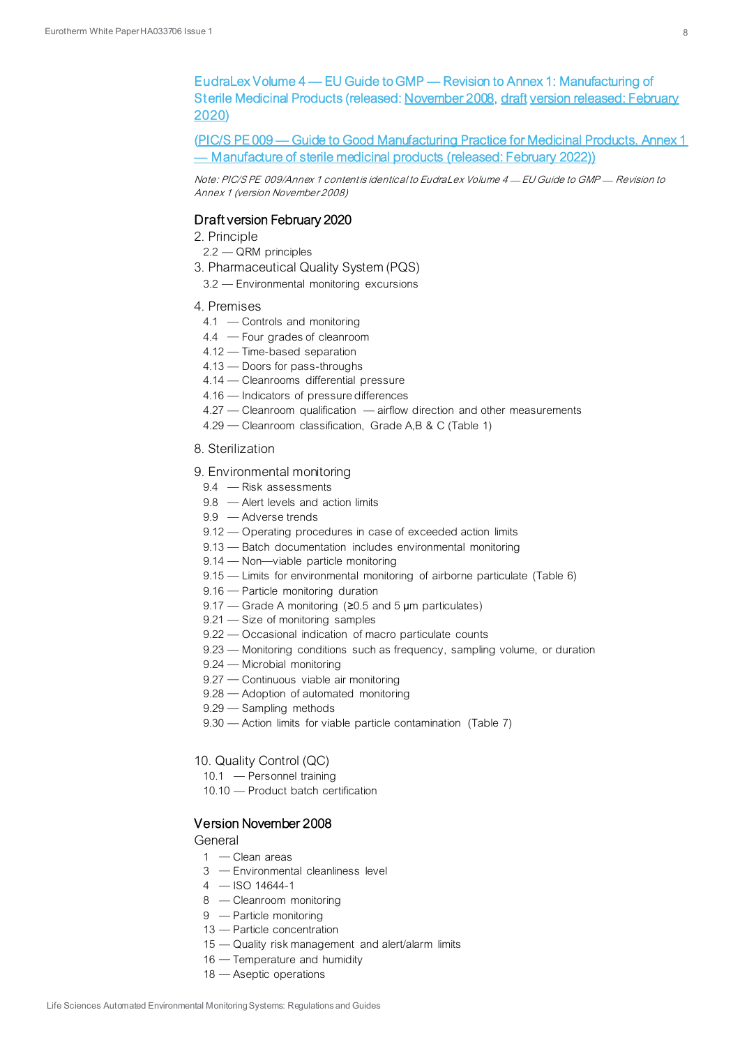EudraLex Volume 4 — EU Guide to GMP — Revision to Annex 1: Manufacturing of Sterile Medicinal Products (released: November 2008, draft version released: February 2020)

(PIC/S PE 009 — Guide to Good Manufacturing Practice for Medicinal Products. Annex 1 — Manufacture of sterile medicinal products (released: February 2022))

*Note: PIC/S PE 009/Annex 1 content is identical to EudraLex Volume 4 — EU Guide to GMP — Revision to Annex 1 (version November 2008)*

### Draft version February 2020

2. Principle
   - 2.2 — QRM principles
3. Pharmaceutical Quality System (PQS)
   - 3.2 — Environmental monitoring excursions
4. Premises
   - 4.1 — Controls and monitoring
   - 4.4 — Four grades of cleanroom
   - 4.12 — Time-based separation
   - 4.13 — Doors for pass-throughs
   - 4.14 — Cleanrooms differential pressure
   - 4.16 — Indicators of pressure differences
   - 4.27 — Cleanroom qualification — airflow direction and other measurements
   - 4.29 — Cleanroom classification, Grade A,B & C (Table 1)
8. Sterilization
9. Environmental monitoring
   - 9.4 — Risk assessments
   - 9.8 — Alert levels and action limits
   - 9.9 — Adverse trends
   - 9.12 — Operating procedures in case of exceeded action limits
   - 9.13 — Batch documentation includes environmental monitoring
   - 9.14 — Non—viable particle monitoring
   - 9.15 — Limits for environmental monitoring of airborne particulate (Table 6)
   - 9.16 — Particle monitoring duration
   - 9.17 — Grade A monitoring (≥0.5 and 5 μm particulates)
   - 9.21 — Size of monitoring samples
   - 9.22 — Occasional indication of macro particulate counts
   - 9.23 — Monitoring conditions such as frequency, sampling volume, or duration
   - 9.24 — Microbial monitoring
   - 9.27 — Continuous viable air monitoring
   - 9.28 — Adoption of automated monitoring
   - 9.29 — Sampling methods
   - 9.30 — Action limits for viable particle contamination (Table 7)
10. Quality Control (QC)
    - 10.1 — Personnel training
    - 10.10 — Product batch certification

### Version November 2008

General

- 1 — Clean areas
- 3 — Environmental cleanliness level
- 4 — ISO 14644-1
- 8 — Cleanroom monitoring
- 9 — Particle monitoring
- 13 — Particle concentration
- 15 — Quality risk management and alert/alarm limits
- 16 — Temperature and humidity
- 18 — Aseptic operations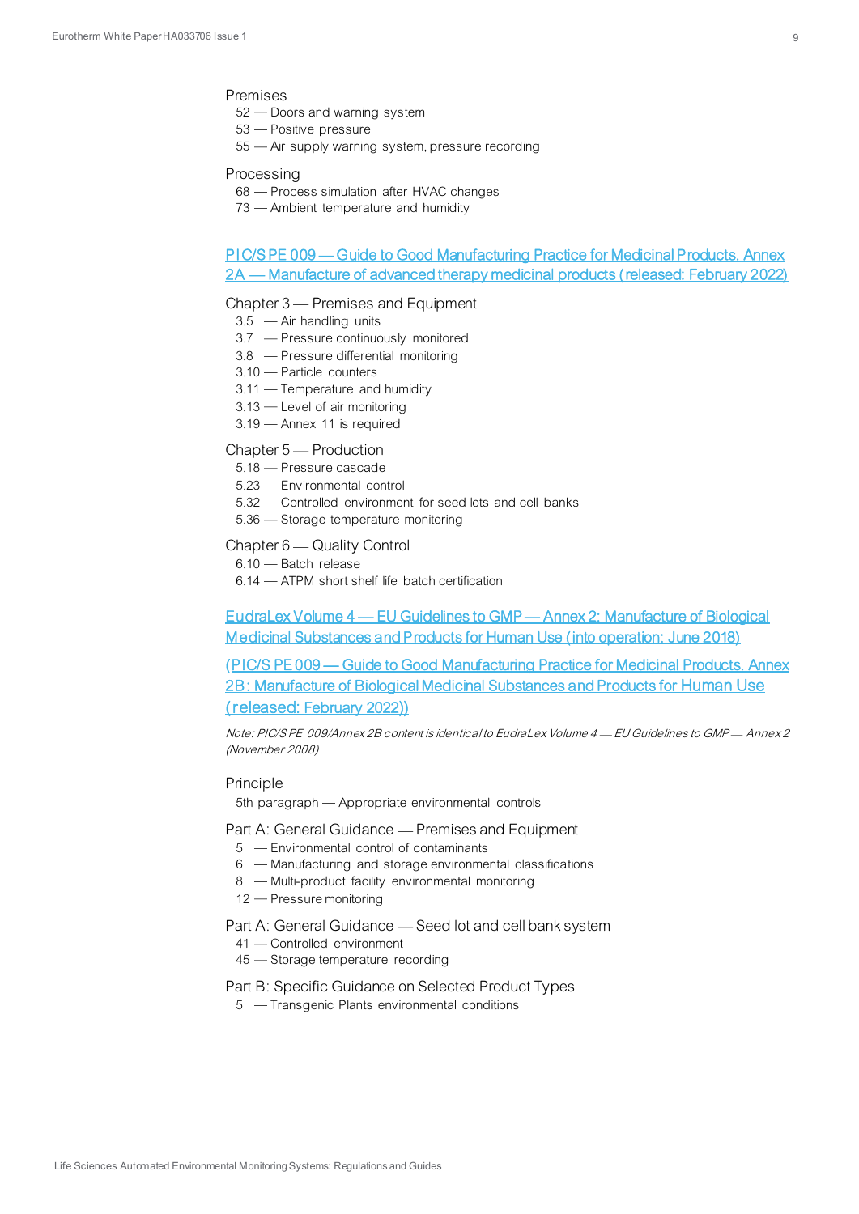Premises

- 52 — Doors and warning system
- 53 — Positive pressure
- 55 — Air supply warning system, pressure recording

Processing

- 68 — Process simulation after HVAC changes
- 73 — Ambient temperature and humidity

## PIC/S PE 009 — Guide to Good Manufacturing Practice for Medicinal Products. Annex 2A — Manufacture of advanced therapy medicinal products (released: February 2022)

Chapter 3 — Premises and Equipment

- 3.5 — Air handling units
- 3.7 — Pressure continuously monitored
- 3.8 — Pressure differential monitoring
- 3.10 — Particle counters
- 3.11 — Temperature and humidity
- 3.13 — Level of air monitoring
- 3.19 — Annex 11 is required

Chapter 5 — Production

- 5.18 — Pressure cascade
- 5.23 — Environmental control
- 5.32 — Controlled environment for seed lots and cell banks
- 5.36 — Storage temperature monitoring

Chapter 6 — Quality Control

- 6.10 — Batch release
- 6.14 — ATPM short shelf life batch certification

## EudraLex Volume 4 — EU Guidelines to GMP — Annex 2: Manufacture of Biological Medicinal Substances and Products for Human Use (into operation: June 2018)

## (PIC/S PE 009 — Guide to Good Manufacturing Practice for Medicinal Products. Annex 2B: Manufacture of Biological Medicinal Substances and Products for Human Use (released: February 2022))

*Note: PIC/S PE 009/Annex 2B content is identical to EudraLex Volume 4 — EU Guidelines to GMP — Annex 2 (November 2008)*

Principle

- 5th paragraph — Appropriate environmental controls

Part A: General Guidance — Premises and Equipment

- 5 — Environmental control of contaminants
- 6 — Manufacturing and storage environmental classifications
- 8 — Multi-product facility environmental monitoring
- 12 — Pressure monitoring

Part A: General Guidance — Seed lot and cell bank system

- 41 — Controlled environment
- 45 — Storage temperature recording

Part B: Specific Guidance on Selected Product Types

- 5 — Transgenic Plants environmental conditions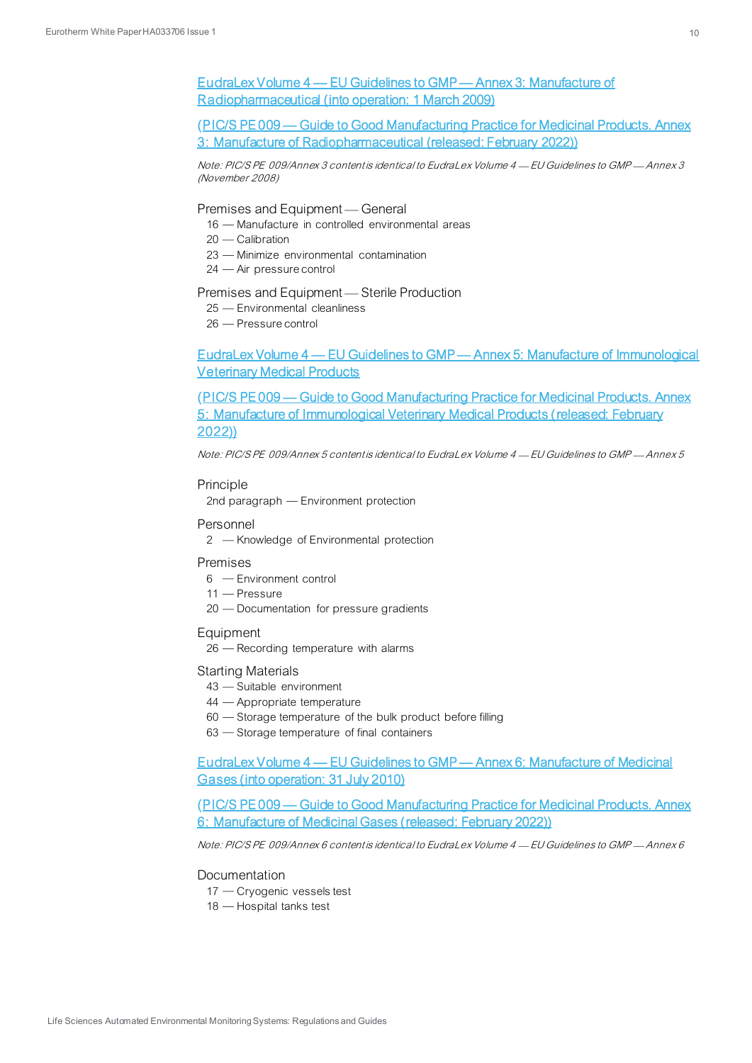[EudraLex Volume 4 — EU Guidelines to GMP — Annex 3: Manufacture of Radiopharmaceutical (into operation: 1 March 2009)]

[(PIC/S PE 009 — Guide to Good Manufacturing Practice for Medicinal Products. Annex 3: Manufacture of Radiopharmaceutical (released: February 2022))]

*Note: PIC/S PE 009/Annex 3 content is identical to EudraLex Volume 4 — EU Guidelines to GMP — Annex 3 (November 2008)*

Premises and Equipment — General
- 16 — Manufacture in controlled environmental areas
- 20 — Calibration
- 23 — Minimize environmental contamination
- 24 — Air pressure control

Premises and Equipment — Sterile Production
- 25 — Environmental cleanliness
- 26 — Pressure control

[EudraLex Volume 4 — EU Guidelines to GMP — Annex 5: Manufacture of Immunological Veterinary Medical Products]

[(PIC/S PE 009 — Guide to Good Manufacturing Practice for Medicinal Products. Annex 5: Manufacture of Immunological Veterinary Medical Products (released: February 2022))]

*Note: PIC/S PE 009/Annex 5 content is identical to EudraLex Volume 4 — EU Guidelines to GMP — Annex 5*

Principle
- 2nd paragraph — Environment protection

Personnel
- 2 — Knowledge of Environmental protection

Premises
- 6 — Environment control
- 11 — Pressure
- 20 — Documentation for pressure gradients

Equipment
- 26 — Recording temperature with alarms

Starting Materials
- 43 — Suitable environment
- 44 — Appropriate temperature
- 60 — Storage temperature of the bulk product before filling
- 63 — Storage temperature of final containers

[EudraLex Volume 4 — EU Guidelines to GMP — Annex 6: Manufacture of Medicinal Gases (into operation: 31 July 2010)]

[(PIC/S PE 009 — Guide to Good Manufacturing Practice for Medicinal Products. Annex 6: Manufacture of Medicinal Gases (released: February 2022))]

*Note: PIC/S PE 009/Annex 6 content is identical to EudraLex Volume 4 — EU Guidelines to GMP — Annex 6*

Documentation
- 17 — Cryogenic vessels test
- 18 — Hospital tanks test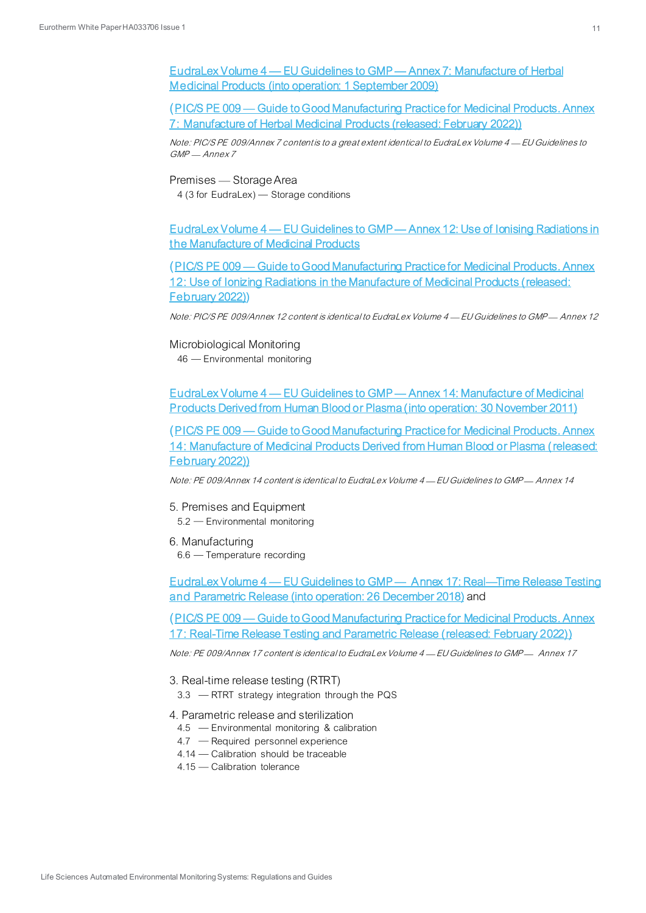EudraLex Volume 4 — EU Guidelines to GMP — Annex 7: Manufacture of Herbal Medicinal Products (into operation: 1 September 2009)

(PIC/S PE 009 — Guide to Good Manufacturing Practice for Medicinal Products. Annex 7: Manufacture of Herbal Medicinal Products (released: February 2022))

*Note: PIC/S PE 009/Annex 7 content is to a great extent identical to EudraLex Volume 4 — EU Guidelines to GMP — Annex 7*

Premises — Storage Area
- 4 (3 for EudraLex) — Storage conditions

EudraLex Volume 4 — EU Guidelines to GMP — Annex 12: Use of Ionising Radiations in the Manufacture of Medicinal Products

(PIC/S PE 009 — Guide to Good Manufacturing Practice for Medicinal Products. Annex 12: Use of Ionizing Radiations in the Manufacture of Medicinal Products (released: February 2022))

*Note: PIC/S PE 009/Annex 12 content is identical to EudraLex Volume 4 — EU Guidelines to GMP — Annex 12*

Microbiological Monitoring
- 46 — Environmental monitoring

EudraLex Volume 4 — EU Guidelines to GMP — Annex 14: Manufacture of Medicinal Products Derived from Human Blood or Plasma (into operation: 30 November 2011)

(PIC/S PE 009 — Guide to Good Manufacturing Practice for Medicinal Products. Annex 14: Manufacture of Medicinal Products Derived from Human Blood or Plasma (released: February 2022))

*Note: PE 009/Annex 14 content is identical to EudraLex Volume 4 — EU Guidelines to GMP — Annex 14*

5. Premises and Equipment
- 5.2 — Environmental monitoring

6. Manufacturing
- 6.6 — Temperature recording

EudraLex Volume 4 — EU Guidelines to GMP — Annex 17: Real—Time Release Testing and Parametric Release (into operation: 26 December 2018) and

(PIC/S PE 009 — Guide to Good Manufacturing Practice for Medicinal Products. Annex 17: Real-Time Release Testing and Parametric Release (released: February 2022))

*Note: PE 009/Annex 17 content is identical to EudraLex Volume 4 — EU Guidelines to GMP — Annex 17*

3. Real-time release testing (RTRT)
- 3.3 — RTRT strategy integration through the PQS

4. Parametric release and sterilization
- 4.5 — Environmental monitoring & calibration
- 4.7 — Required personnel experience
- 4.14 — Calibration should be traceable
- 4.15 — Calibration tolerance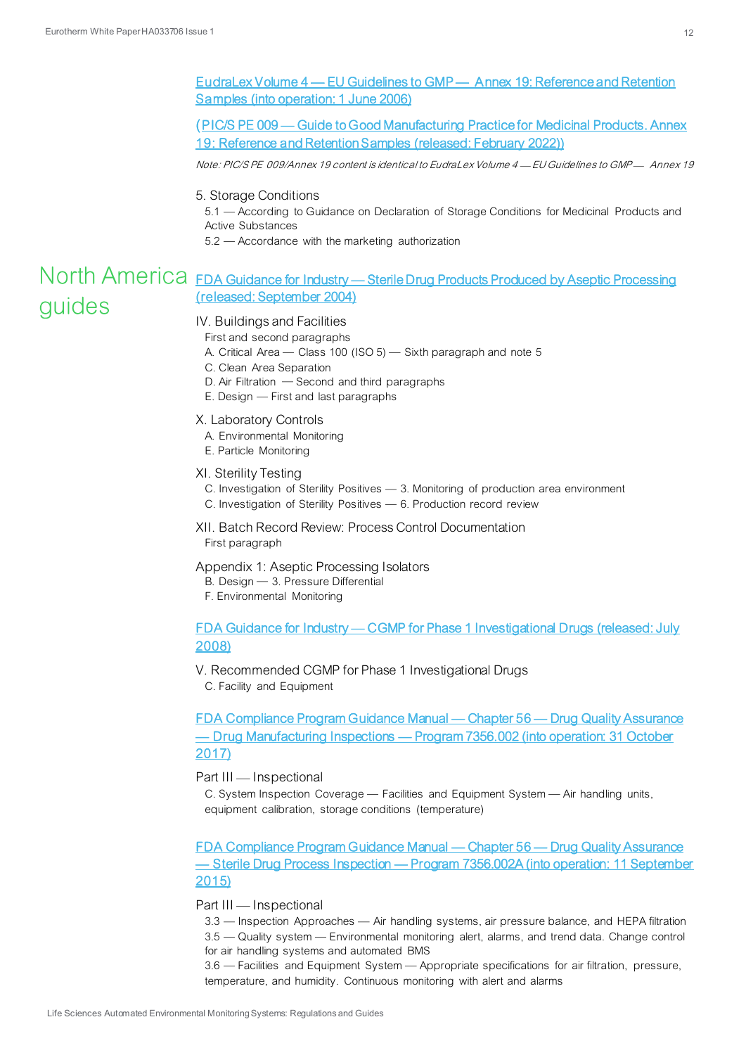[EudraLex Volume 4 — EU Guidelines to GMP — Annex 19: Reference and Retention Samples (into operation: 1 June 2006)]

[(PIC/S PE 009 — Guide to Good Manufacturing Practice for Medicinal Products. Annex 19: Reference and Retention Samples (released: February 2022))]

*Note: PIC/S PE 009/Annex 19 content is identical to EudraLex Volume 4 — EU Guidelines to GMP — Annex 19*

5. Storage Conditions
- 5.1 — According to Guidance on Declaration of Storage Conditions for Medicinal Products and Active Substances
- 5.2 — Accordance with the marketing authorization

## North America guides

[FDA Guidance for Industry — Sterile Drug Products Produced by Aseptic Processing (released: September 2004)]

IV. Buildings and Facilities
- First and second paragraphs
- A. Critical Area — Class 100 (ISO 5) — Sixth paragraph and note 5
- C. Clean Area Separation
- D. Air Filtration — Second and third paragraphs
- E. Design — First and last paragraphs

X. Laboratory Controls
- A. Environmental Monitoring
- E. Particle Monitoring

XI. Sterility Testing
- C. Investigation of Sterility Positives — 3. Monitoring of production area environment
- C. Investigation of Sterility Positives — 6. Production record review

XII. Batch Record Review: Process Control Documentation
- First paragraph

Appendix 1: Aseptic Processing Isolators
- B. Design — 3. Pressure Differential
- F. Environmental Monitoring

[FDA Guidance for Industry — CGMP for Phase 1 Investigational Drugs (released: July 2008)]

V. Recommended CGMP for Phase 1 Investigational Drugs
- C. Facility and Equipment

[FDA Compliance Program Guidance Manual — Chapter 56 — Drug Quality Assurance — Drug Manufacturing Inspections — Program 7356.002 (into operation: 31 October 2017)]

Part III — Inspectional
- C. System Inspection Coverage — Facilities and Equipment System — Air handling units, equipment calibration, storage conditions (temperature)

[FDA Compliance Program Guidance Manual — Chapter 56 — Drug Quality Assurance — Sterile Drug Process Inspection — Program 7356.002A (into operation: 11 September 2015)]

Part III — Inspectional
- 3.3 — Inspection Approaches — Air handling systems, air pressure balance, and HEPA filtration
- 3.5 — Quality system — Environmental monitoring alert, alarms, and trend data. Change control for air handling systems and automated BMS
- 3.6 — Facilities and Equipment System — Appropriate specifications for air filtration, pressure, temperature, and humidity. Continuous monitoring with alert and alarms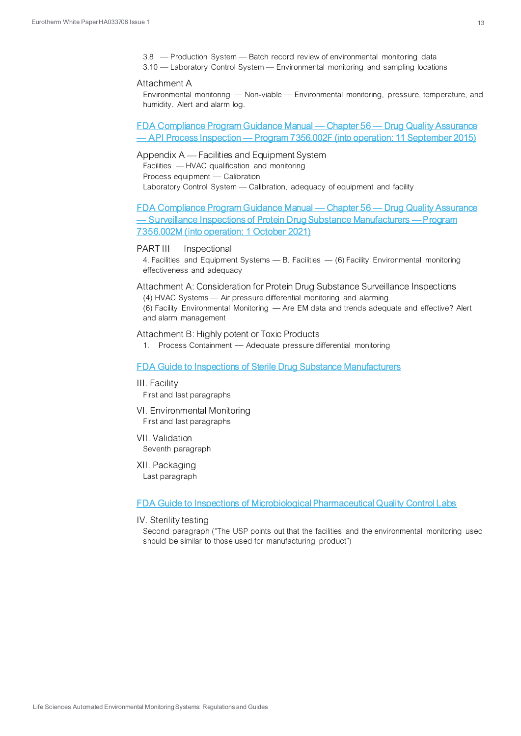3.8 — Production System — Batch record review of environmental monitoring data

3.10 — Laboratory Control System — Environmental monitoring and sampling locations

Attachment A

Environmental monitoring — Non-viable — Environmental monitoring, pressure, temperature, and humidity. Alert and alarm log.

[FDA Compliance Program Guidance Manual — Chapter 56 — Drug Quality Assurance — API Process Inspection — Program 7356.002F (into operation: 11 September 2015)]

Appendix A — Facilities and Equipment System

Facilities — HVAC qualification and monitoring

Process equipment — Calibration

Laboratory Control System — Calibration, adequacy of equipment and facility

[FDA Compliance Program Guidance Manual — Chapter 56 — Drug Quality Assurance — Surveillance Inspections of Protein Drug Substance Manufacturers — Program 7356.002M (into operation: 1 October 2021)]

PART III — Inspectional

4. Facilities and Equipment Systems — B. Facilities — (6) Facility Environmental monitoring effectiveness and adequacy

Attachment A: Consideration for Protein Drug Substance Surveillance Inspections

(4) HVAC Systems — Air pressure differential monitoring and alarming

(6) Facility Environmental Monitoring — Are EM data and trends adequate and effective? Alert and alarm management

Attachment B: Highly potent or Toxic Products

1. Process Containment — Adequate pressure differential monitoring

[FDA Guide to Inspections of Sterile Drug Substance Manufacturers]

III. Facility

First and last paragraphs

VI. Environmental Monitoring

First and last paragraphs

VII. Validation

Seventh paragraph

XII. Packaging

Last paragraph

[FDA Guide to Inspections of Microbiological Pharmaceutical Quality Control Labs]

IV. Sterility testing

Second paragraph ("The USP points out that the facilities and the environmental monitoring used should be similar to those used for manufacturing product")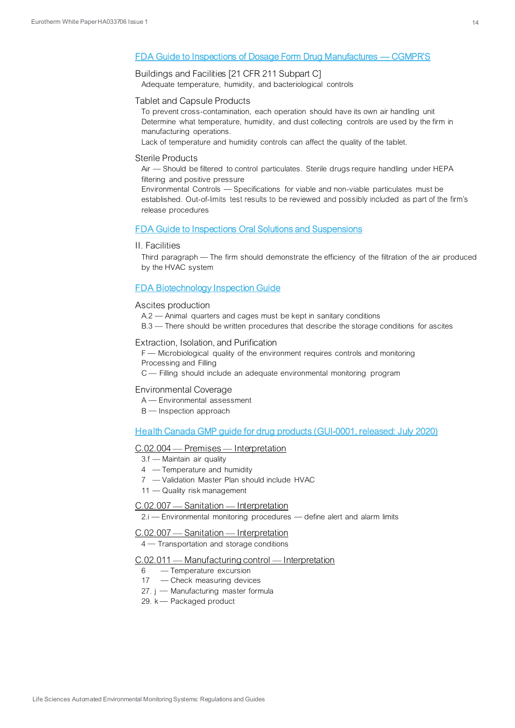## FDA Guide to Inspections of Dosage Form Drug Manufactures — CGMPR'S

### Buildings and Facilities [21 CFR 211 Subpart C]

Adequate temperature, humidity, and bacteriological controls

### Tablet and Capsule Products

To prevent cross-contamination, each operation should have its own air handling unit

Determine what temperature, humidity, and dust collecting controls are used by the firm in manufacturing operations.

Lack of temperature and humidity controls can affect the quality of the tablet.

### Sterile Products

Air — Should be filtered to control particulates. Sterile drugs require handling under HEPA filtering and positive pressure

Environmental Controls — Specifications for viable and non-viable particulates must be established. Out-of-limits test results to be reviewed and possibly included as part of the firm's release procedures

## FDA Guide to Inspections Oral Solutions and Suspensions

### II. Facilities

Third paragraph — The firm should demonstrate the efficiency of the filtration of the air produced by the HVAC system

## FDA Biotechnology Inspection Guide

### Ascites production

A.2 — Animal quarters and cages must be kept in sanitary conditions

B.3 — There should be written procedures that describe the storage conditions for ascites

### Extraction, Isolation, and Purification

F — Microbiological quality of the environment requires controls and monitoring

Processing and Filling

C — Filling should include an adequate environmental monitoring program

### Environmental Coverage

A — Environmental assessment

B — Inspection approach

## Health Canada GMP guide for drug products (GUI-0001, released: July 2020)

### C.02.004 — Premises — Interpretation

3.f — Maintain air quality

4 — Temperature and humidity

7 — Validation Master Plan should include HVAC

11 — Quality risk management

### C.02.007 — Sanitation — Interpretation

2.i — Environmental monitoring procedures — define alert and alarm limits

### C.02.007 — Sanitation — Interpretation

4 — Transportation and storage conditions

### C.02.011 — Manufacturing control — Interpretation

6 — Temperature excursion

17 — Check measuring devices

27. j — Manufacturing master formula

29. k — Packaged product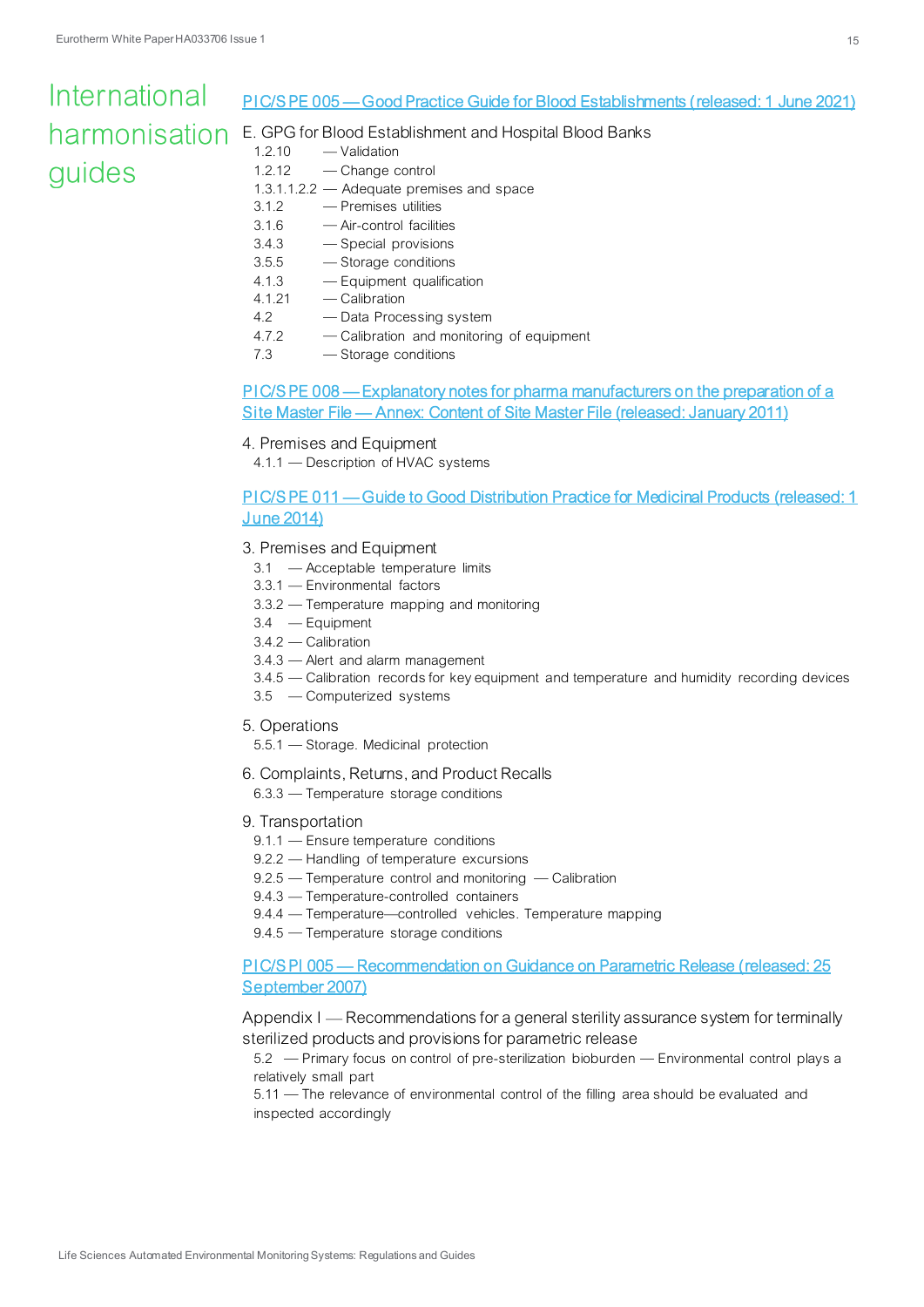# International harmonisation guides

## PIC/S PE 005 — Good Practice Guide for Blood Establishments (released: 1 June 2021)

### E. GPG for Blood Establishment and Hospital Blood Banks

1.2.10 — Validation
1.2.12 — Change control
1.3.1.1.2.2 — Adequate premises and space
3.1.2 — Premises utilities
3.1.6 — Air-control facilities
3.4.3 — Special provisions
3.5.5 — Storage conditions
4.1.3 — Equipment qualification
4.1.21 — Calibration
4.2 — Data Processing system
4.7.2 — Calibration and monitoring of equipment
7.3 — Storage conditions

## PIC/S PE 008 — Explanatory notes for pharma manufacturers on the preparation of a Site Master File — Annex: Content of Site Master File (released: January 2011)

### 4. Premises and Equipment

4.1.1 — Description of HVAC systems

## PIC/S PE 011 — Guide to Good Distribution Practice for Medicinal Products (released: 1 June 2014)

### 3. Premises and Equipment

3.1 — Acceptable temperature limits
3.3.1 — Environmental factors
3.3.2 — Temperature mapping and monitoring
3.4 — Equipment
3.4.2 — Calibration
3.4.3 — Alert and alarm management
3.4.5 — Calibration records for key equipment and temperature and humidity recording devices
3.5 — Computerized systems

### 5. Operations

5.5.1 — Storage. Medicinal protection

### 6. Complaints, Returns, and Product Recalls

6.3.3 — Temperature storage conditions

### 9. Transportation

9.1.1 — Ensure temperature conditions
9.2.2 — Handling of temperature excursions
9.2.5 — Temperature control and monitoring — Calibration
9.4.3 — Temperature-controlled containers
9.4.4 — Temperature—controlled vehicles. Temperature mapping
9.4.5 — Temperature storage conditions

## PIC/S PI 005 — Recommendation on Guidance on Parametric Release (released: 25 September 2007)

### Appendix I — Recommendations for a general sterility assurance system for terminally sterilized products and provisions for parametric release

5.2 — Primary focus on control of pre-sterilization bioburden — Environmental control plays a relatively small part
5.11 — The relevance of environmental control of the filling area should be evaluated and inspected accordingly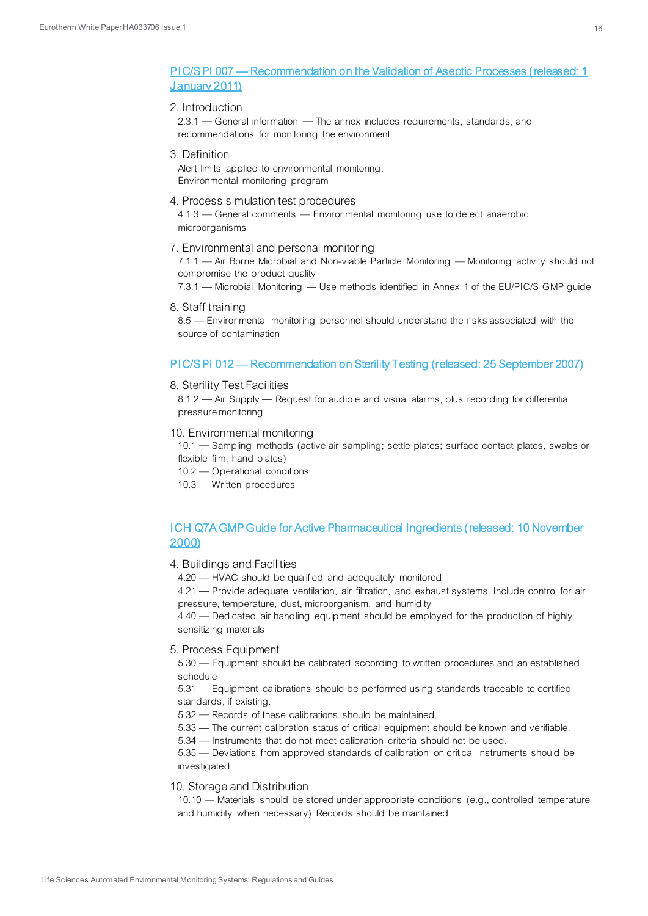## [PIC/S PI 007 — Recommendation on the Validation of Aseptic Processes (released: 1 January 2011)]

### 2. Introduction

2.3.1 — General information — The annex includes requirements, standards, and recommendations for monitoring the environment

### 3. Definition

Alert limits applied to environmental monitoring.
Environmental monitoring program

### 4. Process simulation test procedures

4.1.3 — General comments — Environmental monitoring use to detect anaerobic microorganisms

### 7. Environmental and personal monitoring

7.1.1 — Air Borne Microbial and Non-viable Particle Monitoring — Monitoring activity should not compromise the product quality
7.3.1 — Microbial Monitoring — Use methods identified in Annex 1 of the EU/PIC/S GMP guide

### 8. Staff training

8.5 — Environmental monitoring personnel should understand the risks associated with the source of contamination

## [PIC/S PI 012 — Recommendation on Sterility Testing (released: 25 September 2007)]

### 8. Sterility Test Facilities

8.1.2 — Air Supply — Request for audible and visual alarms, plus recording for differential pressure monitoring

### 10. Environmental monitoring

10.1 — Sampling methods (active air sampling; settle plates; surface contact plates, swabs or flexible film; hand plates)
10.2 — Operational conditions
10.3 — Written procedures

## [ICH Q7A GMP Guide for Active Pharmaceutical Ingredients (released: 10 November 2000)]

### 4. Buildings and Facilities

4.20 — HVAC should be qualified and adequately monitored
4.21 — Provide adequate ventilation, air filtration, and exhaust systems. Include control for air pressure, temperature, dust, microorganism, and humidity
4.40 — Dedicated air handling equipment should be employed for the production of highly sensitizing materials

### 5. Process Equipment

5.30 — Equipment should be calibrated according to written procedures and an established schedule
5.31 — Equipment calibrations should be performed using standards traceable to certified standards, if existing.
5.32 — Records of these calibrations should be maintained.
5.33 — The current calibration status of critical equipment should be known and verifiable.
5.34 — Instruments that do not meet calibration criteria should not be used.
5.35 — Deviations from approved standards of calibration on critical instruments should be investigated

### 10. Storage and Distribution

10.10 — Materials should be stored under appropriate conditions (e.g., controlled temperature and humidity when necessary). Records should be maintained.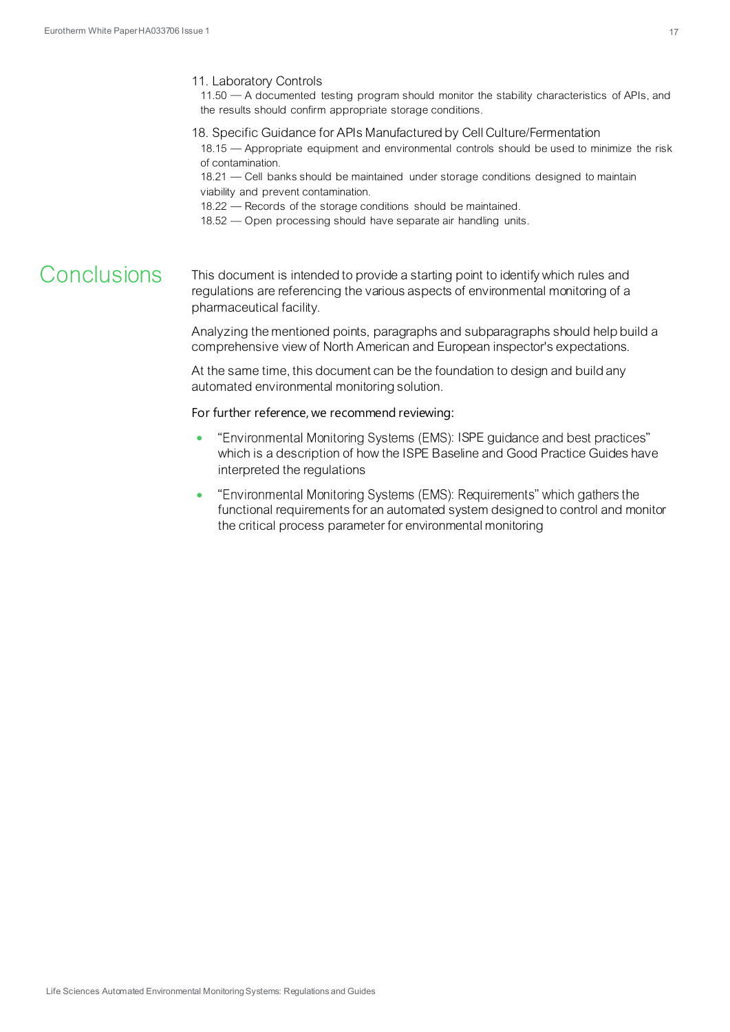11. Laboratory Controls

11.50 — A documented testing program should monitor the stability characteristics of APIs, and the results should confirm appropriate storage conditions.

18. Specific Guidance for APIs Manufactured by Cell Culture/Fermentation

18.15 — Appropriate equipment and environmental controls should be used to minimize the risk of contamination.
18.21 — Cell banks should be maintained under storage conditions designed to maintain viability and prevent contamination.
18.22 — Records of the storage conditions should be maintained.
18.52 — Open processing should have separate air handling units.

## Conclusions

This document is intended to provide a starting point to identify which rules and regulations are referencing the various aspects of environmental monitoring of a pharmaceutical facility.

Analyzing the mentioned points, paragraphs and subparagraphs should help build a comprehensive view of North American and European inspector's expectations.

At the same time, this document can be the foundation to design and build any automated environmental monitoring solution.

For further reference, we recommend reviewing:

- "Environmental Monitoring Systems (EMS): ISPE guidance and best practices" which is a description of how the ISPE Baseline and Good Practice Guides have interpreted the regulations
- "Environmental Monitoring Systems (EMS): Requirements" which gathers the functional requirements for an automated system designed to control and monitor the critical process parameter for environmental monitoring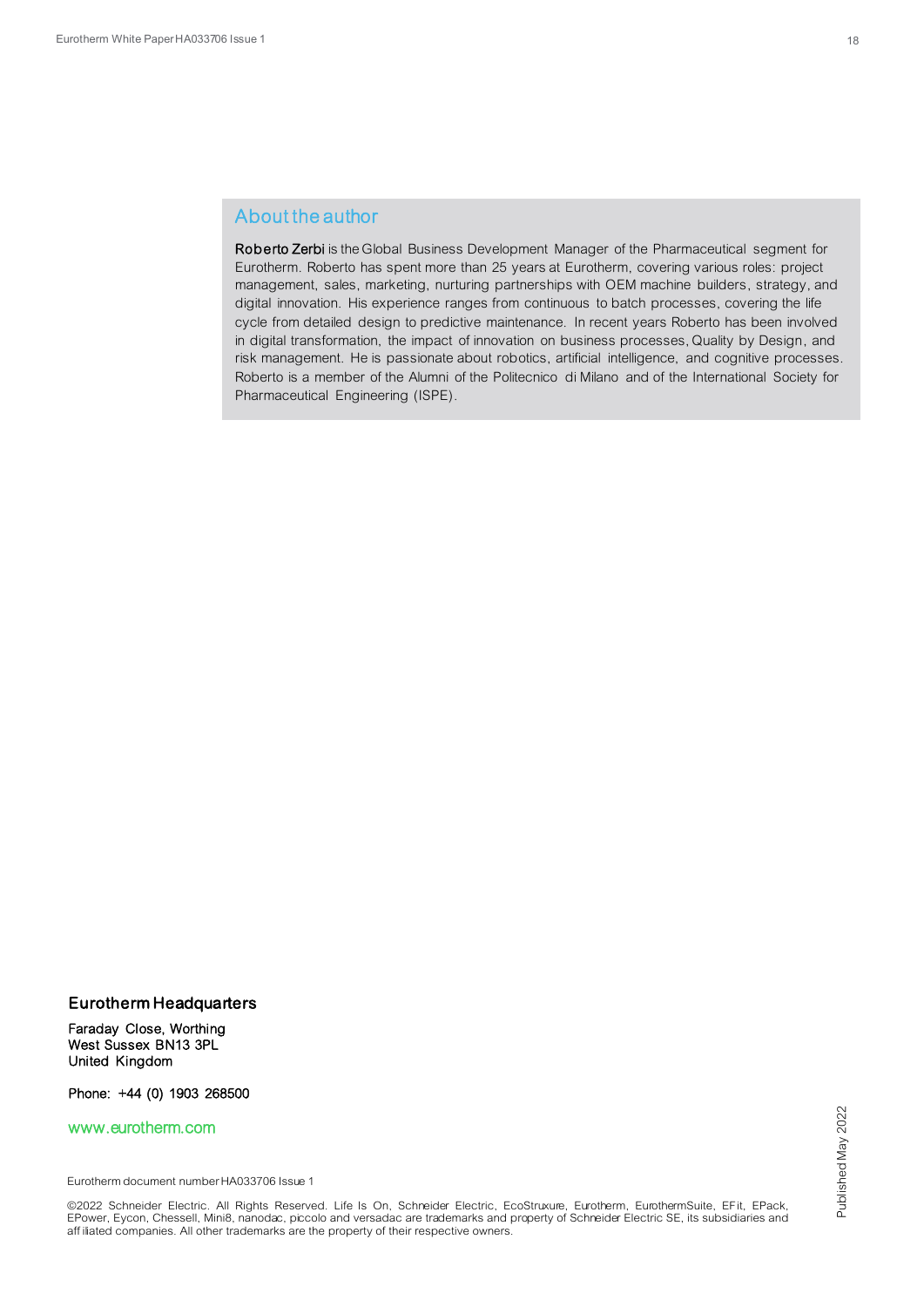## About the author

**Roberto Zerbi** is the Global Business Development Manager of the Pharmaceutical segment for Eurotherm. Roberto has spent more than 25 years at Eurotherm, covering various roles: project management, sales, marketing, nurturing partnerships with OEM machine builders, strategy, and digital innovation. His experience ranges from continuous to batch processes, covering the life cycle from detailed design to predictive maintenance. In recent years Roberto has been involved in digital transformation, the impact of innovation on business processes, Quality by Design, and risk management. He is passionate about robotics, artificial intelligence, and cognitive processes. Roberto is a member of the Alumni of the Politecnico di Milano and of the International Society for Pharmaceutical Engineering (ISPE).

### Eurotherm Headquarters

Faraday Close, Worthing
West Sussex BN13 3PL
United Kingdom

Phone: +44 (0) 1903 268500

www.eurotherm.com

Eurotherm document number HA033706 Issue 1

©2022 Schneider Electric. All Rights Reserved. Life Is On, Schneider Electric, EcoStruxure, Eurotherm, EurothermSuite, EFit, EPack, EPower, Eycon, Chessell, Mini8, nanodac, piccolo and versadac are trademarks and property of Schneider Electric SE, its subsidiaries and affiliated companies. All other trademarks are the property of their respective owners.

Published May 2022